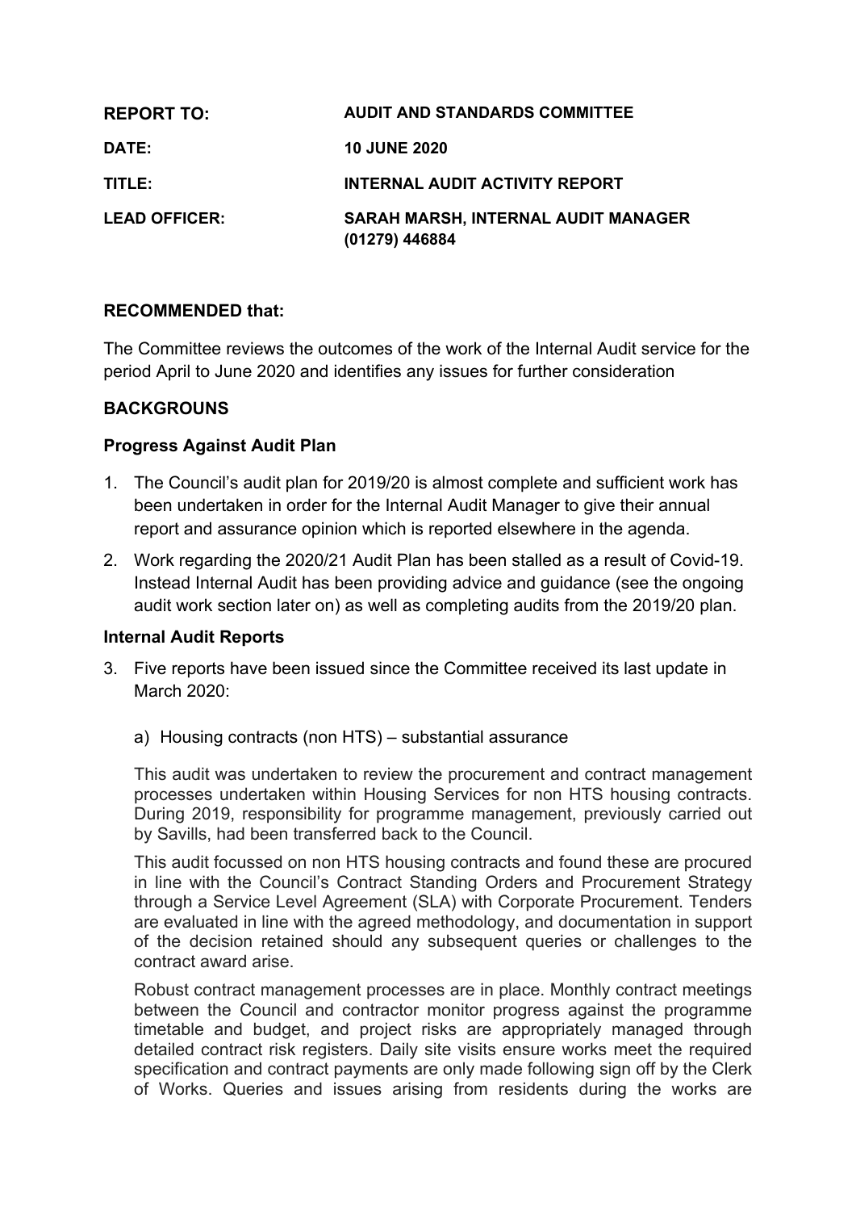| | |
|---|---|
| **REPORT TO:** | **AUDIT AND STANDARDS COMMITTEE** |
| **DATE:** | **10 JUNE 2020** |
| **TITLE:** | **INTERNAL AUDIT ACTIVITY REPORT** |
| **LEAD OFFICER:** | **SARAH MARSH, INTERNAL AUDIT MANAGER (01279) 446884** |

**RECOMMENDED that:**

The Committee reviews the outcomes of the work of the Internal Audit service for the period April to June 2020 and identifies any issues for further consideration

**BACKGROUNS**

**Progress Against Audit Plan**

1. The Council's audit plan for 2019/20 is almost complete and sufficient work has been undertaken in order for the Internal Audit Manager to give their annual report and assurance opinion which is reported elsewhere in the agenda.
2. Work regarding the 2020/21 Audit Plan has been stalled as a result of Covid-19. Instead Internal Audit has been providing advice and guidance (see the ongoing audit work section later on) as well as completing audits from the 2019/20 plan.

**Internal Audit Reports**

3. Five reports have been issued since the Committee received its last update in March 2020:

   a) Housing contracts (non HTS) – substantial assurance

   This audit was undertaken to review the procurement and contract management processes undertaken within Housing Services for non HTS housing contracts. During 2019, responsibility for programme management, previously carried out by Savills, had been transferred back to the Council.

   This audit focussed on non HTS housing contracts and found these are procured in line with the Council's Contract Standing Orders and Procurement Strategy through a Service Level Agreement (SLA) with Corporate Procurement. Tenders are evaluated in line with the agreed methodology, and documentation in support of the decision retained should any subsequent queries or challenges to the contract award arise.

   Robust contract management processes are in place. Monthly contract meetings between the Council and contractor monitor progress against the programme timetable and budget, and project risks are appropriately managed through detailed contract risk registers. Daily site visits ensure works meet the required specification and contract payments are only made following sign off by the Clerk of Works. Queries and issues arising from residents during the works are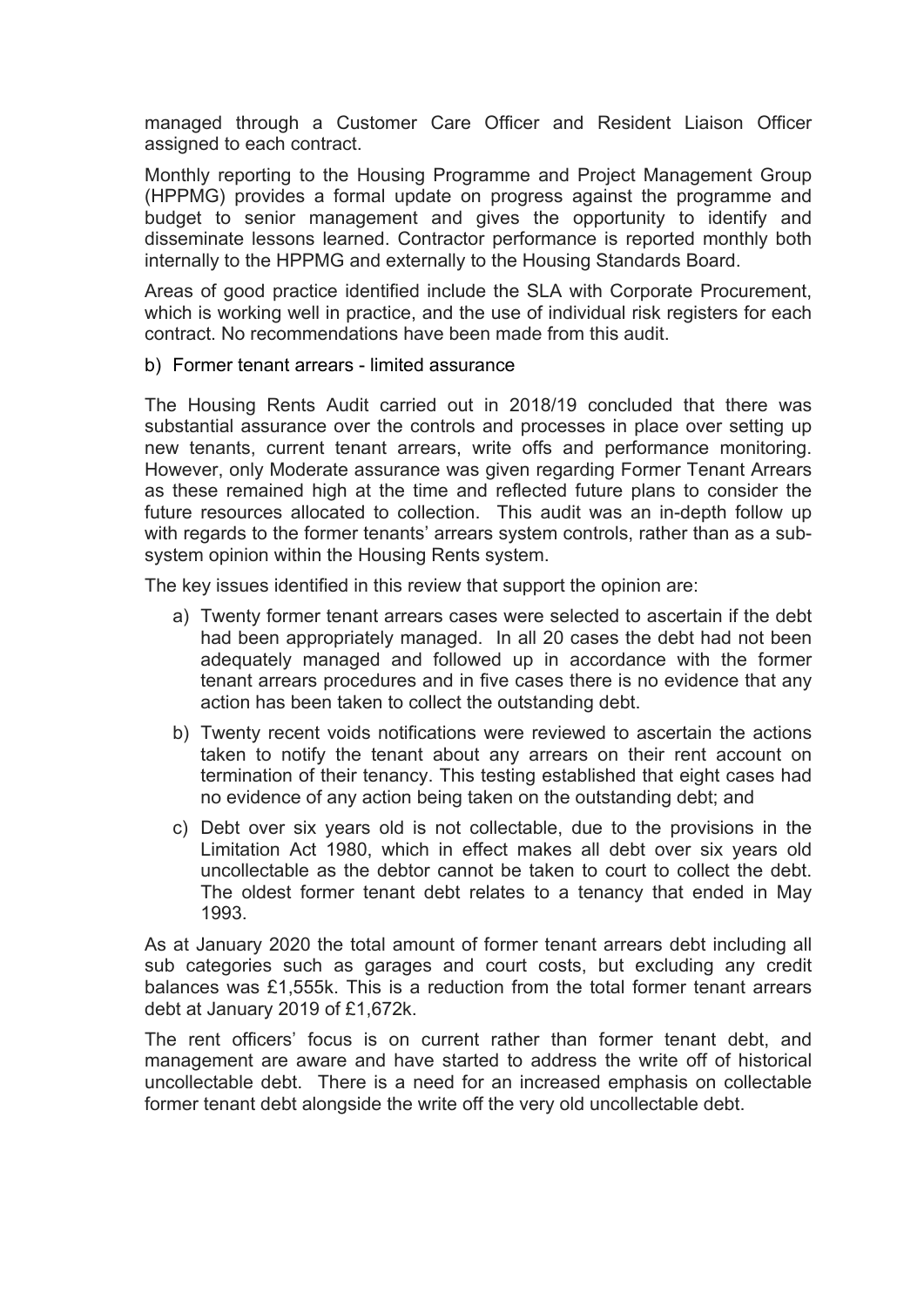managed through a Customer Care Officer and Resident Liaison Officer assigned to each contract.

Monthly reporting to the Housing Programme and Project Management Group (HPPMG) provides a formal update on progress against the programme and budget to senior management and gives the opportunity to identify and disseminate lessons learned. Contractor performance is reported monthly both internally to the HPPMG and externally to the Housing Standards Board.

Areas of good practice identified include the SLA with Corporate Procurement, which is working well in practice, and the use of individual risk registers for each contract. No recommendations have been made from this audit.

b) Former tenant arrears - limited assurance

The Housing Rents Audit carried out in 2018/19 concluded that there was substantial assurance over the controls and processes in place over setting up new tenants, current tenant arrears, write offs and performance monitoring. However, only Moderate assurance was given regarding Former Tenant Arrears as these remained high at the time and reflected future plans to consider the future resources allocated to collection. This audit was an in-depth follow up with regards to the former tenants' arrears system controls, rather than as a sub-system opinion within the Housing Rents system.

The key issues identified in this review that support the opinion are:

a) Twenty former tenant arrears cases were selected to ascertain if the debt had been appropriately managed. In all 20 cases the debt had not been adequately managed and followed up in accordance with the former tenant arrears procedures and in five cases there is no evidence that any action has been taken to collect the outstanding debt.

b) Twenty recent voids notifications were reviewed to ascertain the actions taken to notify the tenant about any arrears on their rent account on termination of their tenancy. This testing established that eight cases had no evidence of any action being taken on the outstanding debt; and

c) Debt over six years old is not collectable, due to the provisions in the Limitation Act 1980, which in effect makes all debt over six years old uncollectable as the debtor cannot be taken to court to collect the debt. The oldest former tenant debt relates to a tenancy that ended in May 1993.

As at January 2020 the total amount of former tenant arrears debt including all sub categories such as garages and court costs, but excluding any credit balances was £1,555k. This is a reduction from the total former tenant arrears debt at January 2019 of £1,672k.

The rent officers' focus is on current rather than former tenant debt, and management are aware and have started to address the write off of historical uncollectable debt. There is a need for an increased emphasis on collectable former tenant debt alongside the write off the very old uncollectable debt.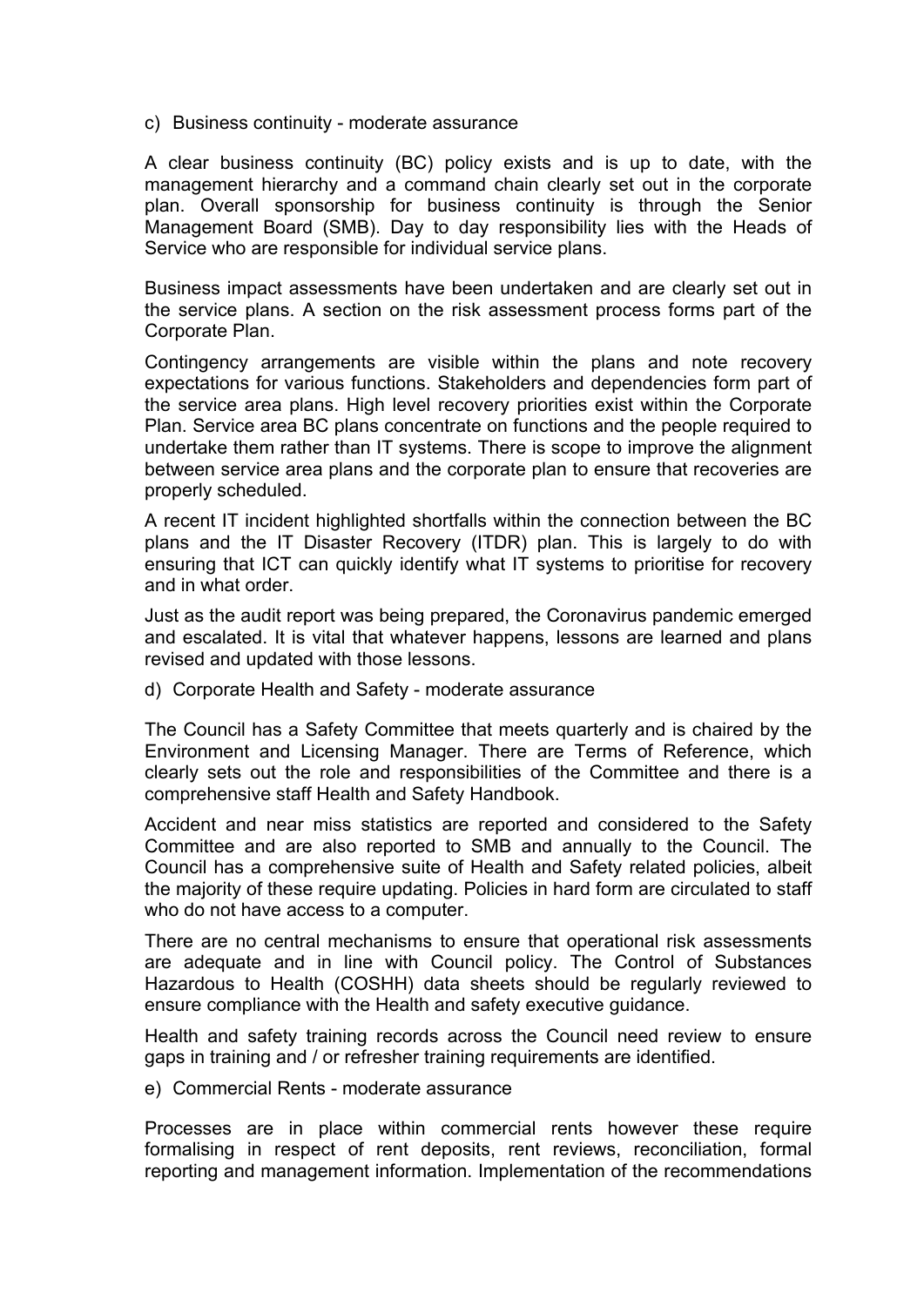c) Business continuity - moderate assurance

A clear business continuity (BC) policy exists and is up to date, with the management hierarchy and a command chain clearly set out in the corporate plan. Overall sponsorship for business continuity is through the Senior Management Board (SMB). Day to day responsibility lies with the Heads of Service who are responsible for individual service plans.

Business impact assessments have been undertaken and are clearly set out in the service plans. A section on the risk assessment process forms part of the Corporate Plan.

Contingency arrangements are visible within the plans and note recovery expectations for various functions. Stakeholders and dependencies form part of the service area plans. High level recovery priorities exist within the Corporate Plan. Service area BC plans concentrate on functions and the people required to undertake them rather than IT systems. There is scope to improve the alignment between service area plans and the corporate plan to ensure that recoveries are properly scheduled.

A recent IT incident highlighted shortfalls within the connection between the BC plans and the IT Disaster Recovery (ITDR) plan. This is largely to do with ensuring that ICT can quickly identify what IT systems to prioritise for recovery and in what order.

Just as the audit report was being prepared, the Coronavirus pandemic emerged and escalated. It is vital that whatever happens, lessons are learned and plans revised and updated with those lessons.

d) Corporate Health and Safety - moderate assurance

The Council has a Safety Committee that meets quarterly and is chaired by the Environment and Licensing Manager. There are Terms of Reference, which clearly sets out the role and responsibilities of the Committee and there is a comprehensive staff Health and Safety Handbook.

Accident and near miss statistics are reported and considered to the Safety Committee and are also reported to SMB and annually to the Council. The Council has a comprehensive suite of Health and Safety related policies, albeit the majority of these require updating. Policies in hard form are circulated to staff who do not have access to a computer.

There are no central mechanisms to ensure that operational risk assessments are adequate and in line with Council policy. The Control of Substances Hazardous to Health (COSHH) data sheets should be regularly reviewed to ensure compliance with the Health and safety executive guidance.

Health and safety training records across the Council need review to ensure gaps in training and / or refresher training requirements are identified.

e) Commercial Rents - moderate assurance

Processes are in place within commercial rents however these require formalising in respect of rent deposits, rent reviews, reconciliation, formal reporting and management information. Implementation of the recommendations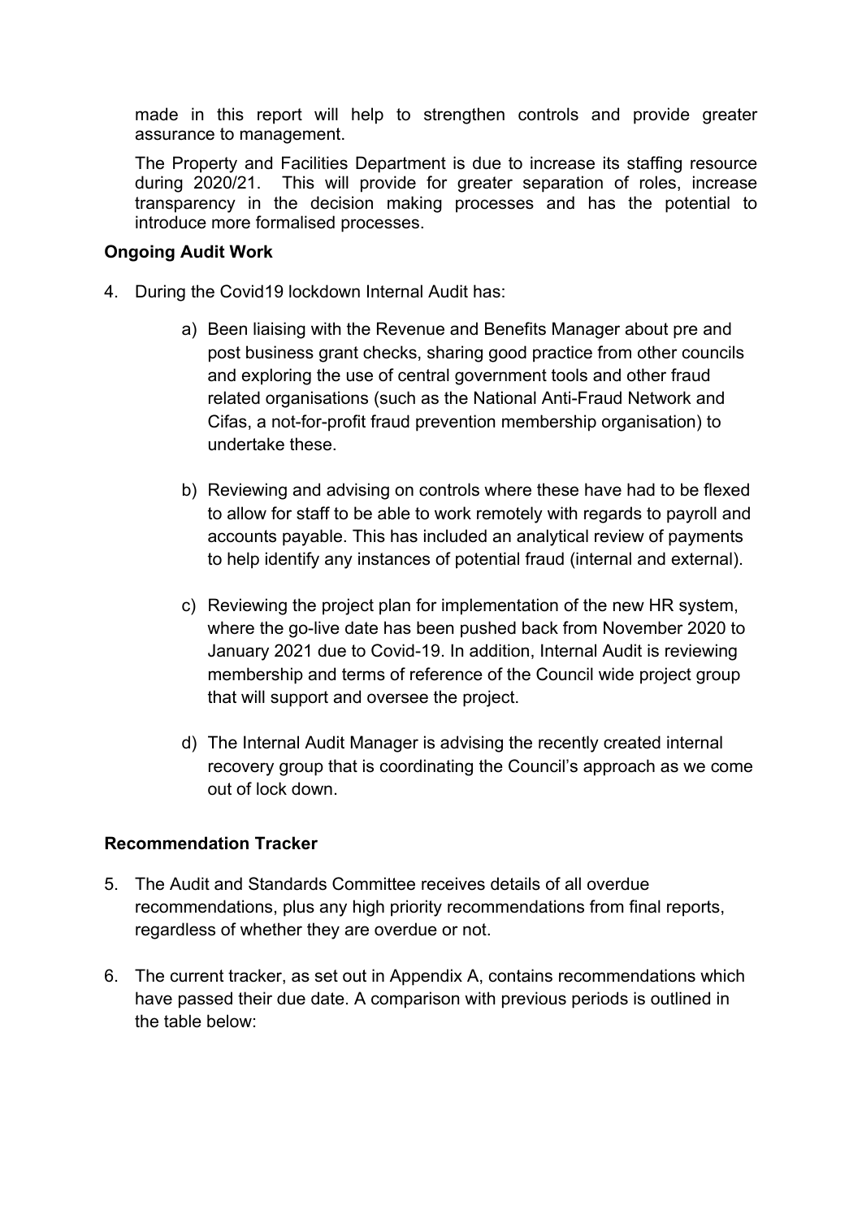made in this report will help to strengthen controls and provide greater assurance to management.

The Property and Facilities Department is due to increase its staffing resource during 2020/21. This will provide for greater separation of roles, increase transparency in the decision making processes and has the potential to introduce more formalised processes.

**Ongoing Audit Work**

4. During the Covid19 lockdown Internal Audit has:

   a) Been liaising with the Revenue and Benefits Manager about pre and post business grant checks, sharing good practice from other councils and exploring the use of central government tools and other fraud related organisations (such as the National Anti-Fraud Network and Cifas, a not-for-profit fraud prevention membership organisation) to undertake these.

   b) Reviewing and advising on controls where these have had to be flexed to allow for staff to be able to work remotely with regards to payroll and accounts payable. This has included an analytical review of payments to help identify any instances of potential fraud (internal and external).

   c) Reviewing the project plan for implementation of the new HR system, where the go-live date has been pushed back from November 2020 to January 2021 due to Covid-19. In addition, Internal Audit is reviewing membership and terms of reference of the Council wide project group that will support and oversee the project.

   d) The Internal Audit Manager is advising the recently created internal recovery group that is coordinating the Council's approach as we come out of lock down.

**Recommendation Tracker**

5. The Audit and Standards Committee receives details of all overdue recommendations, plus any high priority recommendations from final reports, regardless of whether they are overdue or not.

6. The current tracker, as set out in Appendix A, contains recommendations which have passed their due date. A comparison with previous periods is outlined in the table below: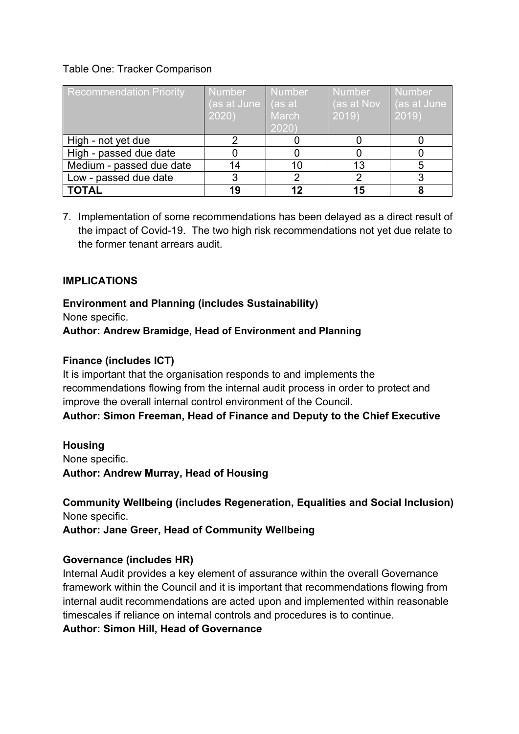Table One: Tracker Comparison

| Recommendation Priority | Number (as at June 2020) | Number (as at March 2020) | Number (as at Nov 2019) | Number (as at June 2019) |
|---|---|---|---|---|
| High - not yet due | 2 | 0 | 0 | 0 |
| High - passed due date | 0 | 0 | 0 | 0 |
| Medium - passed due date | 14 | 10 | 13 | 5 |
| Low - passed due date | 3 | 2 | 2 | 3 |
| **TOTAL** | **19** | **12** | **15** | **8** |

7. Implementation of some recommendations has been delayed as a direct result of the impact of Covid-19. The two high risk recommendations not yet due relate to the former tenant arrears audit.

**IMPLICATIONS**

**Environment and Planning (includes Sustainability)**
None specific.
**Author: Andrew Bramidge, Head of Environment and Planning**

**Finance (includes ICT)**
It is important that the organisation responds to and implements the recommendations flowing from the internal audit process in order to protect and improve the overall internal control environment of the Council.
**Author: Simon Freeman, Head of Finance and Deputy to the Chief Executive**

**Housing**
None specific.
**Author: Andrew Murray, Head of Housing**

**Community Wellbeing (includes Regeneration, Equalities and Social Inclusion)**
None specific.
**Author: Jane Greer, Head of Community Wellbeing**

**Governance (includes HR)**
Internal Audit provides a key element of assurance within the overall Governance framework within the Council and it is important that recommendations flowing from internal audit recommendations are acted upon and implemented within reasonable timescales if reliance on internal controls and procedures is to continue.
**Author: Simon Hill, Head of Governance**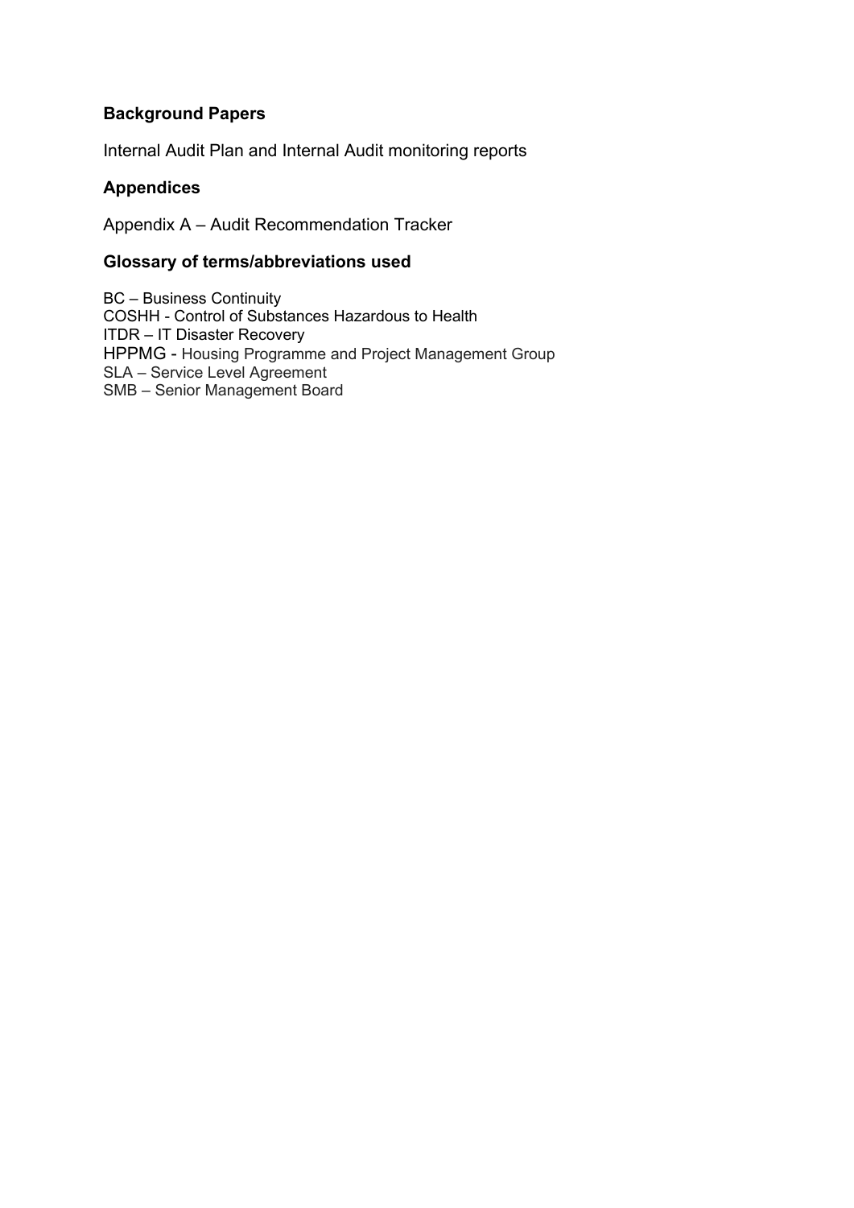## Background Papers

Internal Audit Plan and Internal Audit monitoring reports

## Appendices

Appendix A – Audit Recommendation Tracker

## Glossary of terms/abbreviations used

BC – Business Continuity
COSHH - Control of Substances Hazardous to Health
ITDR – IT Disaster Recovery
HPPMG - Housing Programme and Project Management Group
SLA – Service Level Agreement
SMB – Senior Management Board